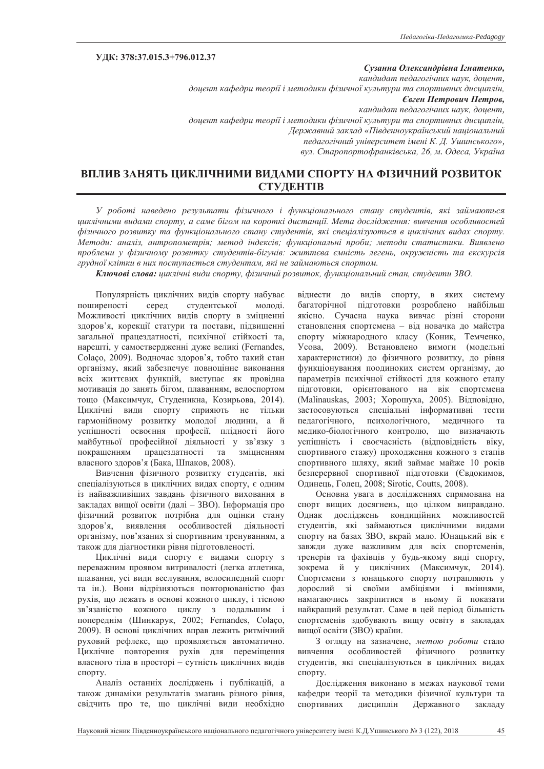**УДК: 378:37.015.3+796.012.37**

***Сузанна Олександрівна Ігнатенко,***
*кандидат педагогічних наук, доцент,*
*доцент кафедри теорії і методики фізичної культури та спортивних дисциплін,*
***Євген Петрович Петров,***
*кандидат педагогічних наук, доцент,*
*доцент кафедри теорії і методики фізичної культури та спортивних дисциплін,*
*Державний заклад «Південноукраїнський національний педагогічний університет імені К. Д. Ушинського»,*
*вул. Старопортофранківська, 26, м. Одеса, Україна*

# ВПЛИВ ЗАНЯТЬ ЦИКЛІЧНИМИ ВИДАМИ СПОРТУ НА ФІЗИЧНИЙ РОЗВИТОК СТУДЕНТІВ

*У роботі наведено результати фізичного і функціонального стану студентів, які займаються циклічними видами спорту, а саме бігом на короткі дистанції. Мета дослідження: вивчення особливостей фізичного розвитку та функціонального стану студентів, які спеціалізуються в циклічних видах спорту. Методи: аналіз, антропометрія; метод індексів; функціональні проби; методи статистики. Виявлено проблеми у фізичному розвитку студентів-бігунів: життєва ємність легень, окружність та екскурсія грудної клітки в них поступається студентам, які не займаються спортом.*

***Ключові слова:*** *циклічні види спорту, фізичний розвиток, функціональний стан, студенти ЗВО.*

Популярність циклічних видів спорту набуває поширеності серед студентської молоді. Можливості циклічних видів спорту в зміцненні здоров'я, корекції статури та постави, підвищенні загальної працездатності, психічної стійкості та, нарешті, у самоствердженні дуже великі (Fernandes, Colaço, 2009). Водночас здоров'я, тобто такий стан організму, який забезпечує повноцінне виконання всіх життєвих функцій, виступає як провідна мотивація до занять бігом, плаванням, велоспортом тощо (Максимчук, Студеникна, Козирьова, 2014). Циклічні види спорту сприяють не тільки гармонійному розвитку молодої людини, а й успішності освоєння професії, плідності його майбутньої професійної діяльності у зв'язку з покращенням працездатності та зміцненням власного здоров'я (Бака, Шпаков, 2008).

Вивчення фізичного розвитку студентів, які спеціалізуються в циклічних видах спорту, є одним із найважливіших завдань фізичного виховання в закладах вищої освіти (далі – ЗВО). Інформація про фізичний розвиток потрібна для оцінки стану здоров'я, виявлення особливостей діяльності організму, пов'язаних зі спортивним тренуванням, а також для діагностики рівня підготовленості.

Циклічні види спорту є видами спорту з переважним проявом витривалості (легка атлетика, плавання, усі види веслування, велосипедний спорт та ін.). Вони відрізняються повторюваністю фаз рухів, що лежать в основі кожного циклу, і тісною зв'язаністю кожного циклу з подальшим і попереднім (Шинкарук, 2002; Fernandes, Colaço, 2009). В основі циклічних вправ лежить ритмічний руховий рефлекс, що проявляється автоматично. Циклічне повторення рухів для переміщення власного тіла в просторі – сутність циклічних видів спорту.

Аналіз останніх досліджень і публікацій, а також динаміки результатів змагань різного рівня, свідчить про те, що циклічні види необхідно віднести до видів спорту, в яких систему багаторічної підготовки розроблено найбільш якісно. Сучасна наука вивчає різні сторони становлення спортсмена – від новачка до майстра спорту міжнародного класу (Коник, Темченко, Усова, 2009). Встановлено вимоги (модельні характеристики) до фізичного розвитку, до рівня функціонування поодиноких систем організму, до параметрів психічної стійкості для кожного етапу підготовки, орієнтованого на вік спортсмена (Malinauskas, 2003; Хорошуха, 2005). Відповідно, застосовуються спеціальні інформативні тести педагогічного, психологічного, медичного та медико-біологічного контролю, що визначають успішність і своєчасність (відповідність віку, спортивного стажу) проходження кожного з етапів спортивного шляху, який займає майже 10 років безперервної спортивної підготовки (Євдокимов, Одинець, Голец, 2008; Sirotic, Coutts, 2008).

Основна увага в дослідженнях спрямована на спорт вищих досягнень, що цілком виправдано. Однак досліджень кондиційних можливостей студентів, які займаються циклічними видами спорту на базах ЗВО, вкрай мало. Юнацький вік є завжди дуже важливим для всіх спортсменів, тренерів та фахівців у будь-якому виді спорту, зокрема й у циклічних (Максимчук, 2014). Спортсмени з юнацького спорту потрапляють у дорослий зі своїми амбіціями і вміннями, намагаючись закріпитися в ньому й показати найкращий результат. Саме в цей період більшість спортсменів здобувають вищу освіту в закладах вищої освіти (ЗВО) країни.

З огляду на зазначене, *метою роботи* стало вивчення особливостей фізичного розвитку студентів, які спеціалізуються в циклічних видах спорту.

Дослідження виконано в межах наукової теми кафедри теорії та методики фізичної культури та спортивних дисциплін Державного закладу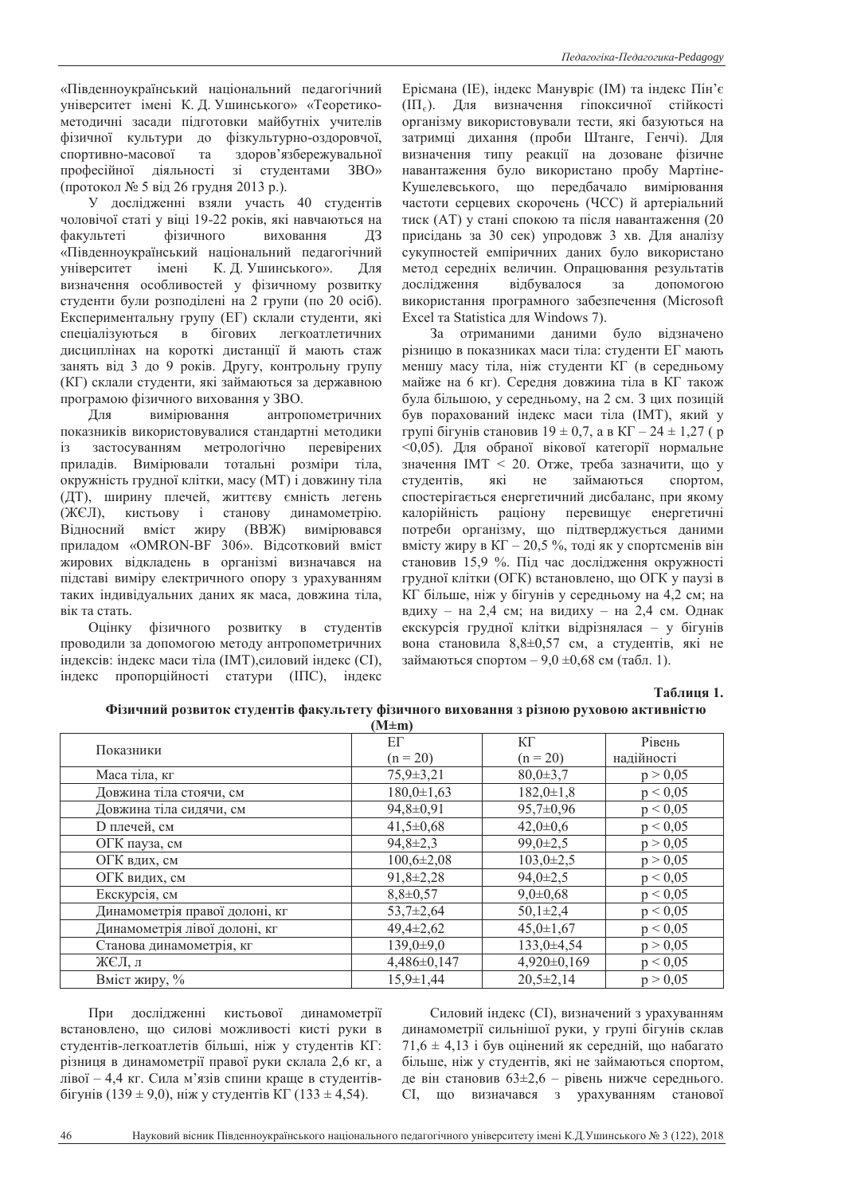«Південноукраїнський національний педагогічний університет імені К. Д. Ушинського» «Теоретико-методичні засади підготовки майбутніх учителів фізичної культури до фізкультурно-оздоровчої, спортивно-масової та здоров'язбережувальної професійної діяльності зі студентами ЗВО» (протокол № 5 від 26 грудня 2013 р.).

У дослідженні взяли участь 40 студентів чоловічої статі у віці 19-22 років, які навчаються на факультеті фізичного виховання ДЗ «Південноукраїнський національний педагогічний університет імені К. Д. Ушинського». Для визначення особливостей у фізичному розвитку студенти були розподілені на 2 групи (по 20 осіб). Експериментальну групу (ЕГ) склали студенти, які спеціалізуються в бігових легкоатлетичних дисциплінах на короткі дистанції й мають стаж занять від 3 до 9 років. Другу, контрольну групу (КГ) склали студенти, які займаються за державною програмою фізичного виховання у ЗВО.

Для вимірювання антропометричних показників використовувалися стандартні методики із застосуванням метрологічно перевірених приладів. Вимірювали тотальні розміри тіла, окружність грудної клітки, масу (МТ) і довжину тіла (ДТ), ширину плечей, життєву ємність легень (ЖЄЛ), кистьову і станову динамометрію. Відносний вміст жиру (ВВЖ) вимірювався приладом «OMRON-BF 306». Відсотковий вміст жирових відкладень в організмі визначався на підставі виміру електричного опору з урахуванням таких індивідуальних даних як маса, довжина тіла, вік та стать.

Оцінку фізичного розвитку в студентів проводили за допомогою методу антропометричних індексів: індекс маси тіла (ІМТ),силовий індекс (СІ), індекс пропорційності статури (ІПС), індекс Ерісмана (ІЕ), індекс Манувріє (ІМ) та індекс Пін'є ($ІП_є$). Для визначення гіпоксичної стійкості організму використовували тести, які базуються на затримці дихання (проби Штанге, Генчі). Для визначення типу реакції на дозоване фізичне навантаження було використано пробу Мартіне-Кушелевського, що передбачало вимірювання частоти серцевих скорочень (ЧСС) й артеріальний тиск (АТ) у стані спокою та після навантаження (20 присідань за 30 сек) упродовж 3 хв. Для аналізу сукупностей емпіричних даних було використано метод середніх величин. Опрацювання результатів дослідження відбувалося за допомогою використання програмного забезпечення (Microsoft Excel та Statistica для Windows 7).

За отриманими даними було відзначено різницю в показниках маси тіла: студенти ЕГ мають меншу масу тіла, ніж студенти КГ (в середньому майже на 6 кг). Середня довжина тіла в КГ також була більшою, у середньому, на 2 см. З цих позицій був порахований індекс маси тіла (ІМТ), який у групі бігунів становив 19 ± 0,7, а в КГ – 24 ± 1,27 ( р <0,05). Для обраної вікової категорії нормальне значення ІМТ < 20. Отже, треба зазначити, що у студентів, які не займаються спортом, спостерігається енергетичний дисбаланс, при якому калорійність раціону перевищує енергетичні потреби організму, що підтверджується даними вмісту жиру в КГ – 20,5 %, тоді як у спортсменів він становив 15,9 %. Під час дослідження окружності грудної клітки (ОГК) встановлено, що ОГК у паузі в КГ більше, ніж у бігунів у середньому на 4,2 см; на вдиху – на 2,4 см; на видиху – на 2,4 см. Однак екскурсія грудної клітки відрізнялася – у бігунів вона становила 8,8±0,57 см, а студентів, які не займаються спортом – 9,0 ±0,68 см (табл. 1).

**Таблиця 1.**

**Фізичний розвиток студентів факультету фізичного виховання з різною руховою активністю (M±m)**

| Показники | ЕГ (n = 20) | КГ (n = 20) | Рівень надійності |
|---|---|---|---|
| Маса тіла, кг | 75,9±3,21 | 80,0±3,7 | p > 0,05 |
| Довжина тіла стоячи, см | 180,0±1,63 | 182,0±1,8 | p < 0,05 |
| Довжина тіла сидячи, см | 94,8±0,91 | 95,7±0,96 | p < 0,05 |
| D плечей, см | 41,5±0,68 | 42,0±0,6 | p < 0,05 |
| ОГК пауза, см | 94,8±2,3 | 99,0±2,5 | p > 0,05 |
| ОГК вдих, см | 100,6±2,08 | 103,0±2,5 | p > 0,05 |
| ОГК видих, см | 91,8±2,28 | 94,0±2,5 | p < 0,05 |
| Екскурсія, см | 8,8±0,57 | 9,0±0,68 | p < 0,05 |
| Динамометрія правої долоні, кг | 53,7±2,64 | 50,1±2,4 | p < 0,05 |
| Динамометрія лівої долоні, кг | 49,4±2,62 | 45,0±1,67 | p < 0,05 |
| Станова динамометрія, кг | 139,0±9,0 | 133,0±4,54 | p > 0,05 |
| ЖЄЛ, л | 4,486±0,147 | 4,920±0,169 | p < 0,05 |
| Вміст жиру, % | 15,9±1,44 | 20,5±2,14 | p > 0,05 |

При дослідженні кистьової динамометрії встановлено, що силові можливості кисті руки в студентів-легкоатлетів більші, ніж у студентів КГ: різниця в динамометрії правої руки склала 2,6 кг, а лівої – 4,4 кг. Сила м'язів спини краще в студентів-бігунів (139 ± 9,0), ніж у студентів КГ (133 ± 4,54).

Силовий індекс (СІ), визначений з урахуванням динамометрії сильнішої руки, у групі бігунів склав 71,6 ± 4,13 і був оцінений як середній, що набагато більше, ніж у студентів, які не займаються спортом, де він становив 63±2,6 – рівень нижче середнього. СІ, що визначався з урахуванням станової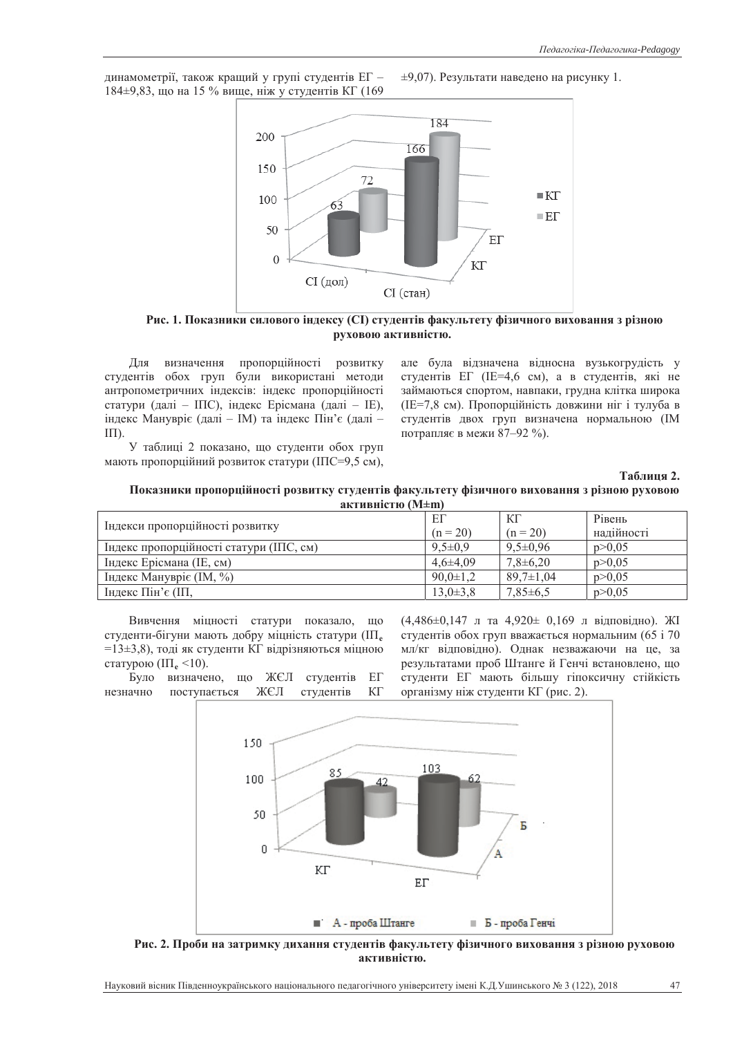динамометрії, також кращий у групі студентів ЕГ – 184±9,83, що на 15 % вище, ніж у студентів КГ (169 ±9,07). Результати наведено на рисунку 1.

**Рис. 1. Показники силового індексу (СІ) студентів факультету фізичного виховання з різною руховою активністю.**

Для визначення пропорційності розвитку студентів обох груп були використані методи антропометричних індексів: індекс пропорційності статури (далі – ІПС), індекс Ерісмана (далі – ІЕ), індекс Мануврієр (далі – ІМ) та індекс Пін'є (далі – ІП).

У таблиці 2 показано, що студенти обох груп мають пропорційний розвиток статури (ІПС=9,5 см), але була відзначена відносна вузькогрудість у студентів ЕГ (ІЕ=4,6 см), а в студентів, які не займаються спортом, навпаки, грудна клітка широка (ІЕ=7,8 см). Пропорційність довжини ніг і тулуба в студентів двох груп визначена нормальною (ІМ потрапляє в межи 87–92 %).

**Таблиця 2.**

**Показники пропорційності розвитку студентів факультету фізичного виховання з різною руховою активністю (M±m)**

| Індекси пропорційності розвитку | ЕГ (n = 20) | КГ (n = 20) | Рівень надійності |
|---|---|---|---|
| Індекс пропорційності статури (ІПС, см) | 9,5±0,9 | 9,5±0,96 | p>0,05 |
| Індекс Ерісмана (ІЕ, см) | 4,6±4,09 | 7,8±6,20 | p>0,05 |
| Індекс Мануврієр (ІМ, %) | 90,0±1,2 | 89,7±1,04 | p>0,05 |
| Індекс Пін'є (ІП, | 13,0±3,8 | 7,85±6,5 | p>0,05 |

Вивчення міцності статури показало, що студенти-бігуни мають добру міцність статури ($ІП_е$ =13±3,8), тоді як студенти КГ відрізняються міцною статурою ($ІП_е$ <10).

Було визначено, що ЖЄЛ студентів ЕГ незначно поступається ЖЄЛ студентів КГ (4,486±0,147 л та 4,920± 0,169 л відповідно). ЖІ студентів обох груп вважається нормальним (65 і 70 мл/кг відповідно). Однак незважаючи на це, за результатами проб Штанге й Генчі встановлено, що студенти ЕГ мають більшу гіпоксичну стійкість організму ніж студенти КГ (рис. 2).

**Рис. 2. Проби на затримку дихання студентів факультету фізичного виховання з різною руховою активністю.**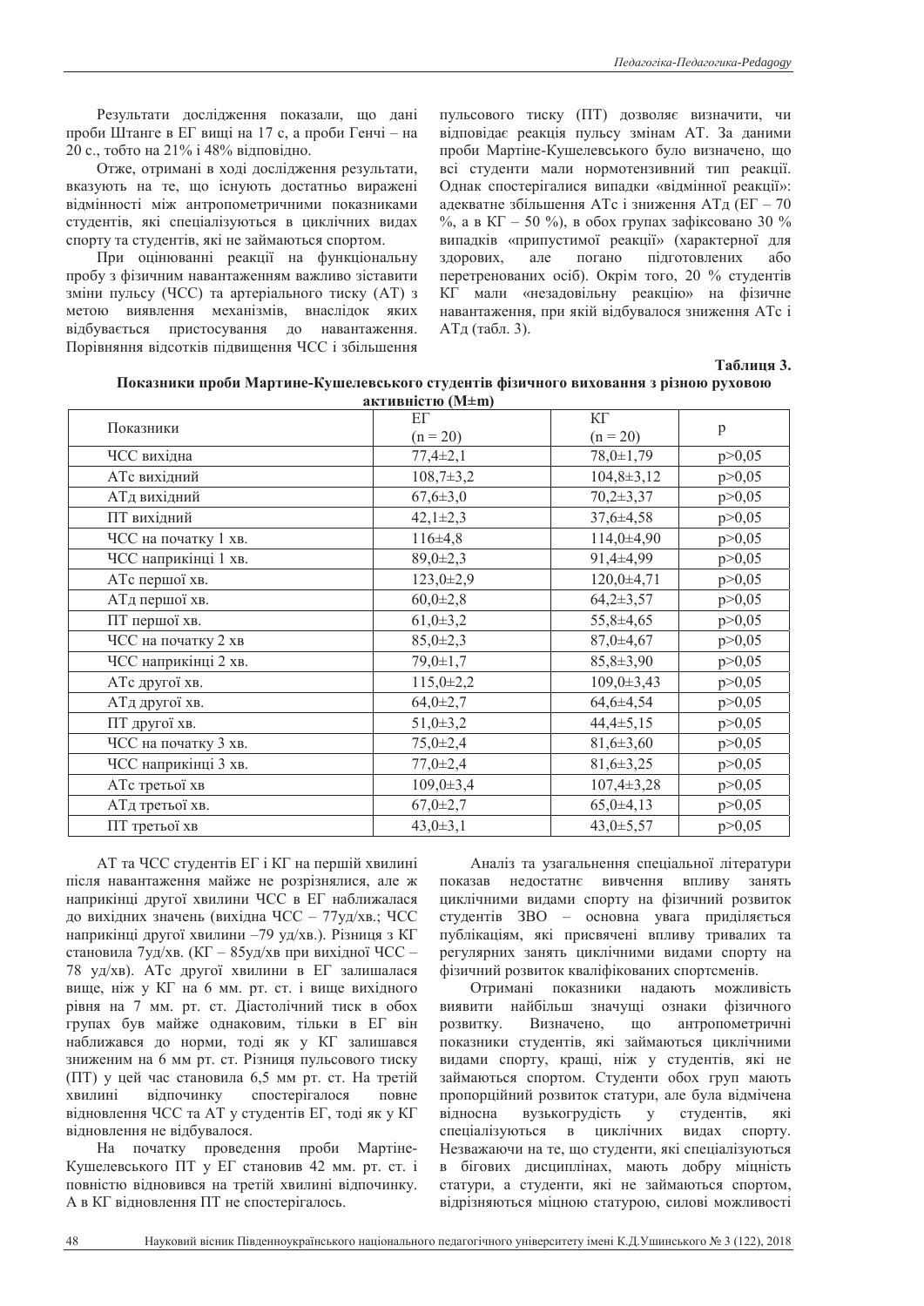Результати дослідження показали, що дані проби Штанге в ЕГ вищі на 17 с, а проби Генчі – на 20 с., тобто на 21% і 48% відповідно.

Отже, отримані в ході дослідження результати, вказують на те, що існують достатньо виражені відмінності між антропометричними показниками студентів, які спеціалізуються в циклічних видах спорту та студентів, які не займаються спортом.

При оцінюванні реакції на функціональну пробу з фізичним навантаженням важливо зіставити зміни пульсу (ЧСС) та артеріального тиску (АТ) з метою виявлення механізмів, внаслідок яких відбувається пристосування до навантаження. Порівняння відсотків підвищення ЧСС і збільшення пульсового тиску (ПТ) дозволяє визначити, чи відповідає реакція пульсу змінам АТ. За даними проби Мартіне-Кушелевського було визначено, що всі студенти мали нормотензивний тип реакції. Однак спостерігалися випадки «відмінної реакції»: адекватне збільшення АТс і зниження АТд (ЕГ – 70 %, а в КГ – 50 %), в обох групах зафіксовано 30 % випадків «припустимої реакції» (характерної для здорових, але погано підготовлених або перетренованих осіб). Окрім того, 20 % студентів КГ мали «незадовільну реакцію» на фізичне навантаження, при якій відбувалося зниження АТс і АТд (табл. 3).

**Таблиця 3.**

**Показники проби Мартине-Кушелевського студентів фізичного виховання з різною руховою активністю (M±m)**

| Показники | ЕГ (n = 20) | КГ (n = 20) | p |
|---|---|---|---|
| ЧСС вихідна | 77,4±2,1 | 78,0±1,79 | p>0,05 |
| АТс вихідний | 108,7±3,2 | 104,8±3,12 | p>0,05 |
| АТд вихідний | 67,6±3,0 | 70,2±3,37 | p>0,05 |
| ПТ вихідний | 42,1±2,3 | 37,6±4,58 | p>0,05 |
| ЧСС на початку 1 хв. | 116±4,8 | 114,0±4,90 | p>0,05 |
| ЧСС наприкінці 1 хв. | 89,0±2,3 | 91,4±4,99 | p>0,05 |
| АТс першої хв. | 123,0±2,9 | 120,0±4,71 | p>0,05 |
| АТд першої хв. | 60,0±2,8 | 64,2±3,57 | p>0,05 |
| ПТ першої хв. | 61,0±3,2 | 55,8±4,65 | p>0,05 |
| ЧСС на початку 2 хв | 85,0±2,3 | 87,0±4,67 | p>0,05 |
| ЧСС наприкінці 2 хв. | 79,0±1,7 | 85,8±3,90 | p>0,05 |
| АТс другої хв. | 115,0±2,2 | 109,0±3,43 | p>0,05 |
| АТд другої хв. | 64,0±2,7 | 64,6±4,54 | p>0,05 |
| ПТ другої хв. | 51,0±3,2 | 44,4±5,15 | p>0,05 |
| ЧСС на початку 3 хв. | 75,0±2,4 | 81,6±3,60 | p>0,05 |
| ЧСС наприкінці 3 хв. | 77,0±2,4 | 81,6±3,25 | p>0,05 |
| АТс третьої хв | 109,0±3,4 | 107,4±3,28 | p>0,05 |
| АТд третьої хв. | 67,0±2,7 | 65,0±4,13 | p>0,05 |
| ПТ третьої хв | 43,0±3,1 | 43,0±5,57 | p>0,05 |

АТ та ЧСС студентів ЕГ і КГ на першій хвилині після навантаження майже не розрізнялися, але ж наприкінці другої хвилини ЧСС в ЕГ наближалася до вихідних значень (вихідна ЧСС – 77уд/хв.; ЧСС наприкінці другої хвилини –79 уд/хв.). Різниця з КГ становила 7уд/хв. (КГ – 85уд/хв при вихідної ЧСС – 78 уд/хв). АТс другої хвилини в ЕГ залишався вище, ніж у КГ на 6 мм. рт. ст. і вище вихідного рівня на 7 мм. рт. ст. Діастолічний тиск в обох групах був майже однаковим, тільки в ЕГ він наближався до норми, тоді як у КГ залишався зниженим на 6 мм рт. ст. Різниця пульсового тиску (ПТ) у цей час становила 6,5 мм рт. ст. На третій хвилині відпочинку спостерігалося повне відновлення ЧСС та АТ у студентів ЕГ, тоді як у КГ відновлення не відбувалося.

На початку проведення проби Мартіне-Кушелевського ПТ у ЕГ становив 42 мм. рт. ст. і повністю відновився на третій хвилині відпочинку. А в КГ відновлення ПТ не спостерігалось.

Аналіз та узагальнення спеціальної літератури показав недостатнє вивчення впливу занять циклічними видами спорту на фізичний розвиток студентів ЗВО – основна увага приділяється публікаціям, які присвячені впливу тривалих та регулярних занять циклічними видами спорту на фізичний розвиток кваліфікованих спортсменів.

Отримані показники надають можливість виявити найбільш значущі ознаки фізичного розвитку. Визначено, що антропометричні показники студентів, які займаються циклічними видами спорту, кращі, ніж у студентів, які не займаються спортом. Студенти обох груп мають пропорційний розвиток статури, але була відмічена відносна вузькогрудість у студентів, які спеціалізуються в циклічних видах спорту. Незважаючи на те, що студенти, які спеціалізуються в бігових дисциплінах, мають добру міцність статури, а студенти, які не займаються спортом, відрізняються міцною статурою, силові можливості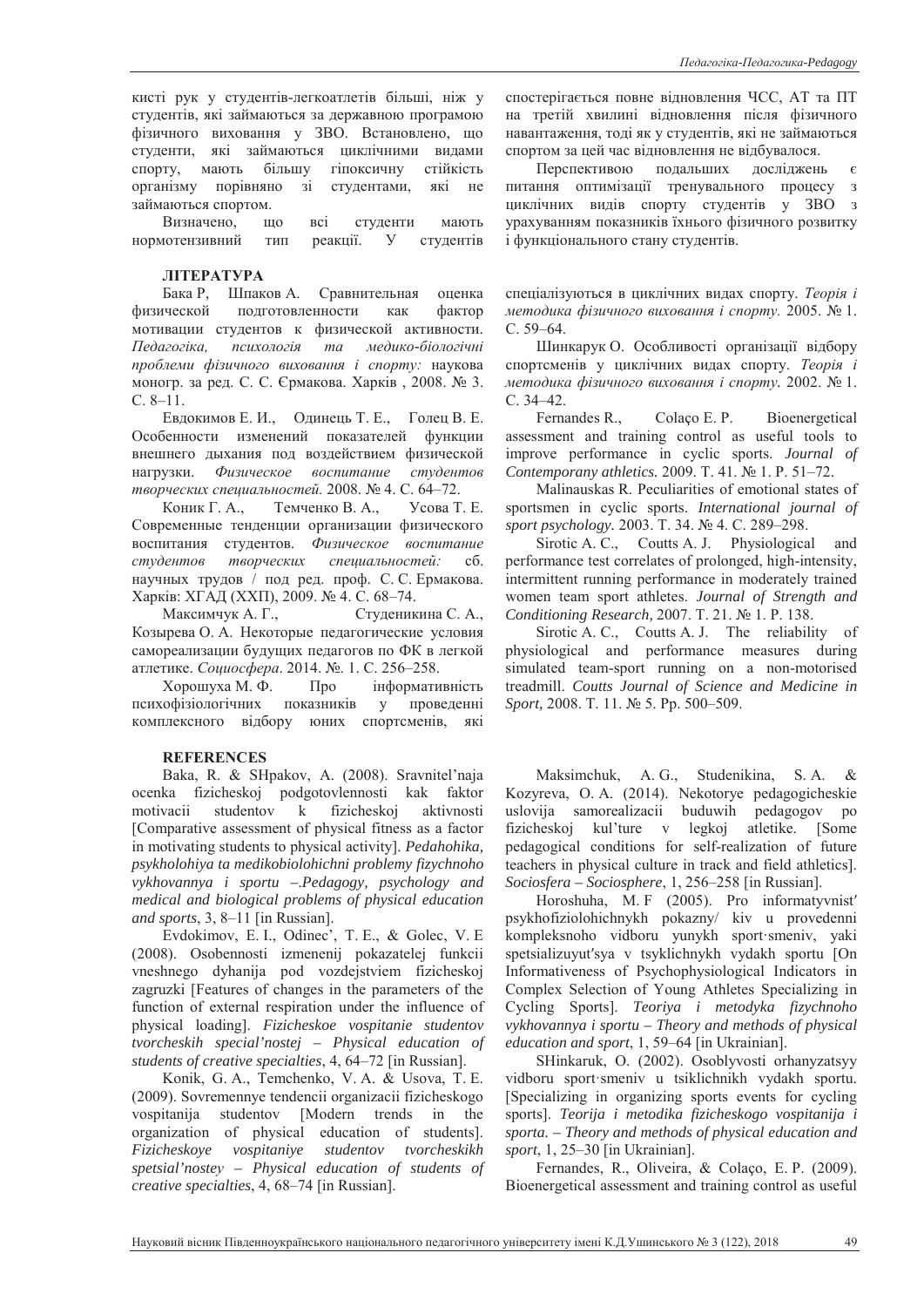кисті рук у студентів-легкоатлетів більші, ніж у студентів, які займаються за державною програмою фізичного виховання у ЗВО. Встановлено, що студенти, які займаються циклічними видами спорту, мають більшу гіпоксичну стійкість організму порівняно зі студентами, які не займаються спортом.

Визначено, що всі студенти мають нормотензивний тип реакції. У студентів спостерігається повне відновлення ЧСС, АТ та ПТ на третій хвилині відновлення після фізичного навантаження, тоді як у студентів, які не займаються спортом за цей час відновлення не відбувалося.

Перспективою подальших досліджень є питання оптимізації тренувального процесу з циклічних видів спорту студентів у ЗВО з урахуванням показників їхнього фізичного розвитку і функціонального стану студентів.

### ЛІТЕРАТУРА

Бака Р, Шпаков А. Сравнительная оценка физической подготовленности как фактор мотивации студентов к физической активности. *Педагогіка, психологія та медико-біологічні проблеми фізичного виховання і спорту:* наукова моногр. за ред. С. С. Єрмакова. Харків , 2008. № 3. С. 8–11.

Евдокимов Е. И., Одинець Т. Е., Голец В. Е. Особенности изменений показателей функции внешнего дыхания под воздействием физической нагрузки. *Физическое воспитание студентов творческих специальностей.* 2008. № 4. С. 64–72.

Коник Г. А., Темченко В. А., Усова Т. Е. Современные тенденции организации физического воспитания студентов. *Физическое воспитание студентов творческих специальностей:* сб. научных трудов / под ред. проф. С. С. Ермакова. Харків: ХГАД (ХХП), 2009. № 4. С. 68–74.

Максимчук А. Г., Студеникина С. А., Козырева О. А. Некоторые педагогические условия самореализации будущих педагогов по ФК в легкой атлетике. *Социосфера*. 2014. №. 1. С. 256–258.

Хорошуха М. Ф. Про інформативність психофізіологічних показників у проведенні комплексного відбору юних спортсменів, які спеціалізуються в циклічних видах спорту. *Теорія і методика фізичного виховання і спорту.* 2005. № 1. С. 59–64.

Шинкарук О. Особливості організації відбору спортсменів у циклічних видах спорту. *Теорія і методика фізичного виховання і спорту.* 2002. № 1. С. 34–42.

Fernandes R., Colaço E. P. Bioenergetical assessment and training control as useful tools to improve performance in cyclic sports. *Journal of Contemporary athletics.* 2009. Т. 41. № 1. P. 51–72.

Malinauskas R. Peculiarities of emotional states of sportsmen in cyclic sports. *International journal of sport psychology.* 2003. Т. 34. № 4. С. 289–298.

Sirotic A. C., Coutts A. J. Physiological and performance test correlates of prolonged, high-intensity, intermittent running performance in moderately trained women team sport athletes. *Journal of Strength and Conditioning Research,* 2007. Т. 21. № 1. P. 138.

Sirotic A. C., Coutts A. J. The reliability of physiological and performance measures during simulated team-sport running on a non-motorised treadmill. *Coutts Journal of Science and Medicine in Sport,* 2008. Т. 11. № 5. Pp. 500–509.

### REFERENCES

Baka, R. & SHpakov, A. (2008). Sravnitel'naja ocenka fizicheskoj podgotovlennosti kak faktor motivacii studentov k fizicheskoj aktivnosti [Comparative assessment of physical fitness as a factor in motivating students to physical activity]. *Pedahohika, psykholohiya ta medikobiolohichni problemy fizychnoho vykhovannya i sportu –.Pedagogy, psychology and medical and biological problems of physical education and sports*, 3, 8–11 [in Russian].

Evdokimov, E. I., Odinec', T. E., & Golec, V. E (2008). Osobennosti izmenenij pokazatelej funkcii vneshnego dyhanija pod vozdejstviem fizicheskoj zagruzki [Features of changes in the parameters of the function of external respiration under the influence of physical loading]. *Fizicheskoe vospitanie studentov tvorcheskih special'nostej – Physical education of students of creative specialties*, 4, 64–72 [in Russian].

Konik, G. A., Temchenko, V. A. & Usova, T. E. (2009). Sovremennye tendencii organizacii fizicheskogo vospitanija studentov [Modern trends in the organization of physical education of students]. *Fizicheskoye vospitaniye studentov tvorcheskikh spetsial'nostey – Physical education of students of creative specialties*, 4, 68–74 [in Russian].

Maksimchuk, A. G., Studenikina, S. A. & Kozyreva, O. A. (2014). Nekotorye pedagogicheskie uslovija samorealizacii buduwih pedagogov po fizicheskoj kul'ture v legkoj atletike. [Some pedagogical conditions for self-realization of future teachers in physical culture in track and field athletics]. *Sociosfera – Sociosphere*, 1, 256–258 [in Russian].

Horoshuha, M. F (2005). Pro informatyvnist′ psykhofiziolohichnykh pokazny/ kiv u provedenni kompleksnoho vidboru yunykh sport·smeniv, yaki spetsializuyut′sya v tsyklichnykh vydakh sportu [On Informativeness of Psychophysiological Indicators in Complex Selection of Young Athletes Specializing in Cycling Sports]. *Teoriya i metodyka fizychnoho vykhovannya i sportu – Theory and methods of physical education and sport*, 1, 59–64 [in Ukrainian].

SHinkaruk, O. (2002). Osoblyvosti orhanyzatsyy vidboru sport·smeniv u tsiklichnikh vydakh sportu. [Specializing in organizing sports events for cycling sports]. *Teorija i metodika fizicheskogo vospitanija i sporta. – Theory and methods of physical education and sport*, 1, 25–30 [in Ukrainian].

Fernandes, R., Oliveira, & Colaço, E. P. (2009). Bioenergetical assessment and training control as useful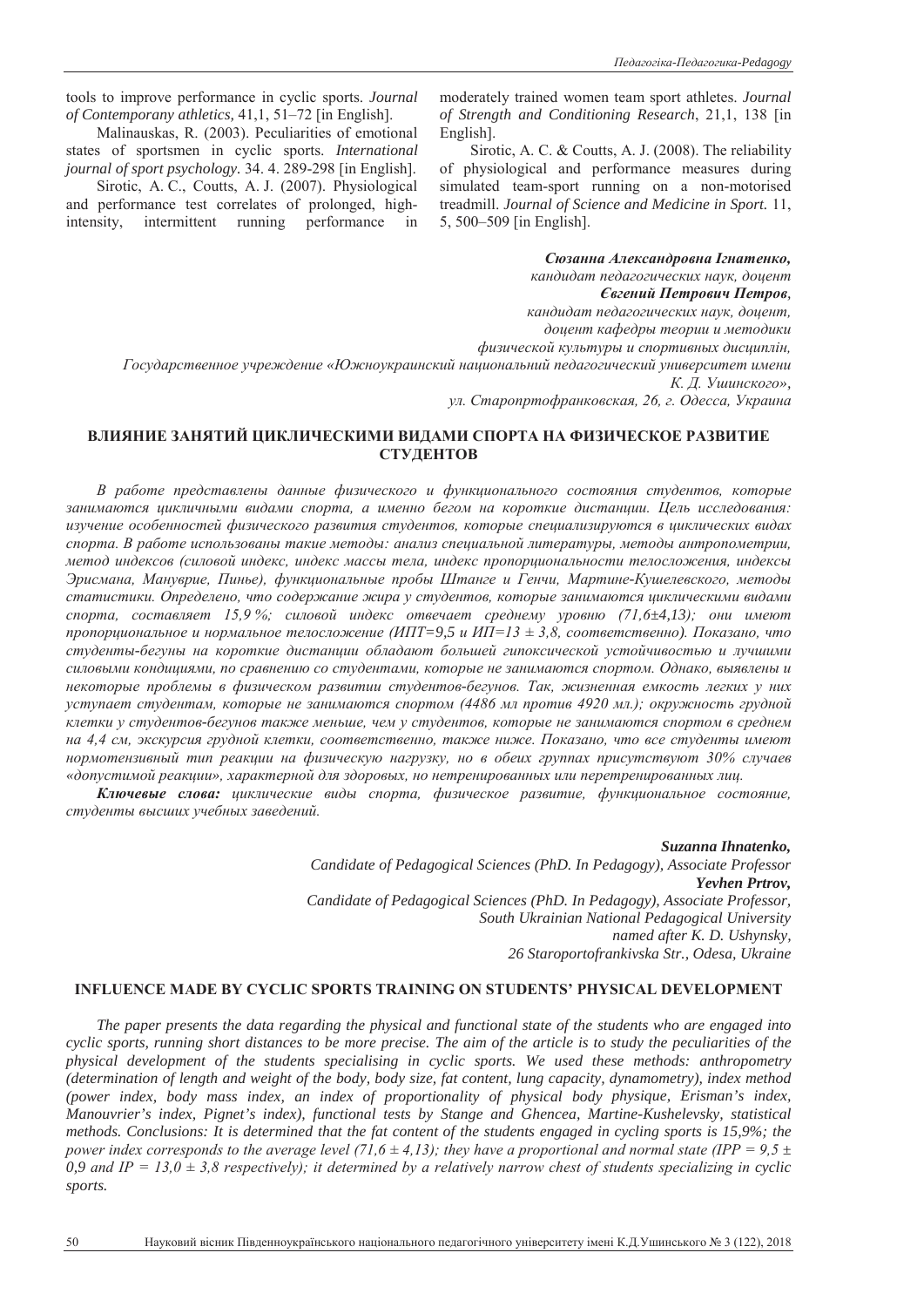tools to improve performance in cyclic sports. *Journal of Contemporany athletics,* 41,1, 51–72 [in English].

Malinauskas, R. (2003). Peculiarities of emotional states of sportsmen in cyclic sports. *International journal of sport psychology.* 34. 4. 289-298 [in English].

Sirotic, A. C., Coutts, A. J. (2007). Physiological and performance test correlates of prolonged, high-intensity, intermittent running performance in moderately trained women team sport athletes. *Journal of Strength and Conditioning Research*, 21,1, 138 [in English].

Sirotic, A. C. & Coutts, A. J. (2008). The reliability of physiological and performance measures during simulated team-sport running on a non-motorised treadmill. *Journal of Science and Medicine in Sport.* 11, 5, 500–509 [in English].

***Сюзанна Александровна Ігнатенко,***
*кандидат педагогических наук, доцент*
***Євгений Петрович Петров,***
*кандидат педагогических наук, доцент,*
*доцент кафедры теории и методики*
*физической культуры и спортивных дисциплін,*
*Государственное учреждение «Южноукраинский национальний педагогический университет имени К. Д. Ушинского»,*
*ул. Старопртофранковская, 26, г. Одесса, Украина*

## ВЛИЯНИЕ ЗАНЯТИЙ ЦИКЛИЧЕСКИМИ ВИДАМИ СПОРТА НА ФИЗИЧЕСКОЕ РАЗВИТИЕ СТУДЕНТОВ

*В работе представлены данные физического и функционального состояния студентов, которые занимаются цикличными видами спорта, а именно бегом на короткие дистанции. Цель исследования: изучение особенностей физического развития студентов, которые специализируются в циклических видах спорта. В работе использованы такие методы: анализ специальной литературы, методы антропометрии, метод индексов (силовой индекс, индекс массы тела, индекс пропорциональности телосложения, индексы Эрисмана, Манулврие, Пинье), функциональные пробы Штанге и Генчи, Мартине-Кушелевского, методы статистики. Определено, что содержание жира у студентов, которые занимаются циклическими видами спорта, составляет 15,9 %; силовой индекс отвечает среднему уровню (71,6±4,13); они имеют пропорциональное и нормальное телосложение (ИПТ=9,5 и ИП=13 ± 3,8, соответственно). Показано, что студенты-бегуны на короткие дистанции обладают большей гипоксической устойчивостью и лучшими силовыми кондициями, по сравнению со студентами, которые не занимаются спортом. Однако, выявлены и некоторые проблемы в физическом развитии студентов-бегунов. Так, жизненная емкость легких у них уступает студентам, которые не занимаются спортом (4486 мл против 4920 мл.); окружность грудной клетки у студентов-бегунов также меньше, чем у студентов, которые не занимаются спортом в среднем на 4,4 см, экскурсия грудной клетки, соответственно, также ниже. Показано, что все студенты имеют нормотензивный тип реакции на физическую нагрузку, но в обеих группах присутствуют 30% случаев «допустимой реакции», характерной для здоровых, но нетренированных или перетренированных лиц.*

***Ключевые слова:*** *циклические виды спорта, физическое развитие, функциональное состояние, студенты высших учебных заведений.*

***Suzanna Ihnatenko,***
*Candidate of Pedagogical Sciences (PhD. In Pedagogy), Associate Professor*
***Yevhen Prtrov,***
*Candidate of Pedagogical Sciences (PhD. In Pedagogy), Associate Professor,*
*South Ukrainian National Pedagogical University*
*named after K. D. Ushynsky,*
*26 Staroportofrankivska Str., Odesa, Ukraine*

## INFLUENCE MADE BY CYCLIC SPORTS TRAINING ON STUDENTS' PHYSICAL DEVELOPMENT

*The paper presents the data regarding the physical and functional state of the students who are engaged into cyclic sports, running short distances to be more precise. The aim of the article is to study the peculiarities of the physical development of the students specialising in cyclic sports. We used these methods: anthropometry (determination of length and weight of the body, body size, fat content, lung capacity, dynamometry), index method (power index, body mass index, an index of proportionality of physical body physique, Erisman's index, Manouvrier's index, Pignet's index), functional tests by Stange and Ghencea, Martine-Kushelevsky, statistical methods. Conclusions: It is determined that the fat content of the students engaged in cycling sports is 15,9%; the power index corresponds to the average level (71,6 ± 4,13); they have a proportional and normal state (IPP = 9,5 ± 0,9 and IP = 13,0 ± 3,8 respectively); it determined by a relatively narrow chest of students specializing in cyclic sports.*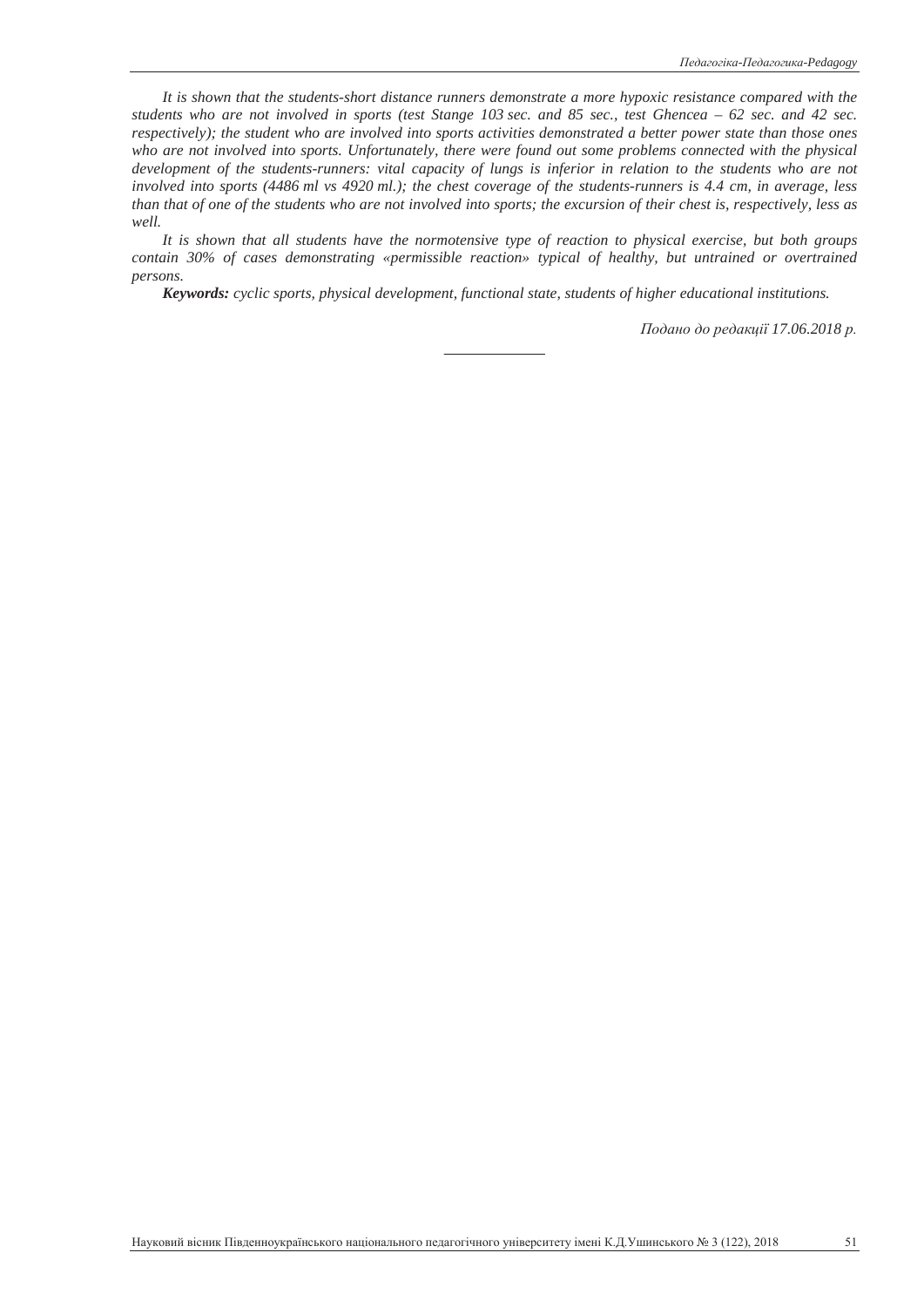*It is shown that the students-short distance runners demonstrate a more hypoxic resistance compared with the students who are not involved in sports (test Stange 103 sec. and 85 sec., test Ghencea – 62 sec. and 42 sec. respectively); the student who are involved into sports activities demonstrated a better power state than those ones who are not involved into sports. Unfortunately, there were found out some problems connected with the physical development of the students-runners: vital capacity of lungs is inferior in relation to the students who are not involved into sports (4486 ml vs 4920 ml.); the chest coverage of the students-runners is 4.4 cm, in average, less than that of one of the students who are not involved into sports; the excursion of their chest is, respectively, less as well.*

*It is shown that all students have the normotensive type of reaction to physical exercise, but both groups contain 30% of cases demonstrating «permissible reaction» typical of healthy, but untrained or overtrained persons.*

***Keywords:*** *cyclic sports, physical development, functional state, students of higher educational institutions.*

*Подано до редакції 17.06.2018 р.*